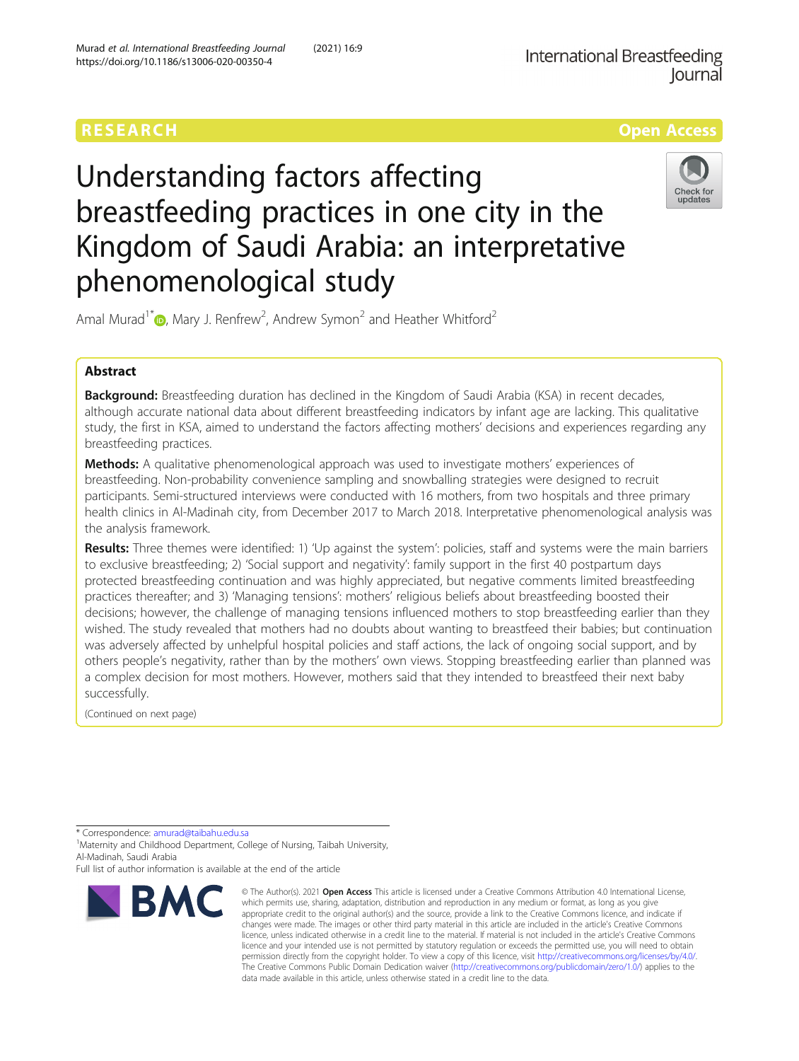RESEARCH | Open Access

# Understanding factors affecting breastfeeding practices in one city in the Kingdom of Saudi Arabia: an interpretative phenomenological study

Amal Murad[1*], Mary J. Renfrew[2], Andrew Symon[2] and Heather Whitford[2]

## Abstract

**Background:** Breastfeeding duration has declined in the Kingdom of Saudi Arabia (KSA) in recent decades, although accurate national data about different breastfeeding indicators by infant age are lacking. This qualitative study, the first in KSA, aimed to understand the factors affecting mothers' decisions and experiences regarding any breastfeeding practices.

**Methods:** A qualitative phenomenological approach was used to investigate mothers' experiences of breastfeeding. Non-probability convenience sampling and snowballing strategies were designed to recruit participants. Semi-structured interviews were conducted with 16 mothers, from two hospitals and three primary health clinics in Al-Madinah city, from December 2017 to March 2018. Interpretative phenomenological analysis was the analysis framework.

**Results:** Three themes were identified: 1) 'Up against the system': policies, staff and systems were the main barriers to exclusive breastfeeding; 2) 'Social support and negativity': family support in the first 40 postpartum days protected breastfeeding continuation and was highly appreciated, but negative comments limited breastfeeding practices thereafter; and 3) 'Managing tensions': mothers' religious beliefs about breastfeeding boosted their decisions; however, the challenge of managing tensions influenced mothers to stop breastfeeding earlier than they wished. The study revealed that mothers had no doubts about wanting to breastfeed their babies; but continuation was adversely affected by unhelpful hospital policies and staff actions, the lack of ongoing social support, and by others people's negativity, rather than by the mothers' own views. Stopping breastfeeding earlier than planned was a complex decision for most mothers. However, mothers said that they intended to breastfeed their next baby successfully.

(Continued on next page)

\* Correspondence: amurad@taibahu.edu.sa
[1]Maternity and Childhood Department, College of Nursing, Taibah University, Al-Madinah, Saudi Arabia
Full list of author information is available at the end of the article

© The Author(s). 2021 **Open Access** This article is licensed under a Creative Commons Attribution 4.0 International License, which permits use, sharing, adaptation, distribution and reproduction in any medium or format, as long as you give appropriate credit to the original author(s) and the source, provide a link to the Creative Commons licence, and indicate if changes were made. The images or other third party material in this article are included in the article's Creative Commons licence, unless indicated otherwise in a credit line to the material. If material is not included in the article's Creative Commons licence and your intended use is not permitted by statutory regulation or exceeds the permitted use, you will need to obtain permission directly from the copyright holder. To view a copy of this licence, visit http://creativecommons.org/licenses/by/4.0/. The Creative Commons Public Domain Dedication waiver (http://creativecommons.org/publicdomain/zero/1.0/) applies to the data made available in this article, unless otherwise stated in a credit line to the data.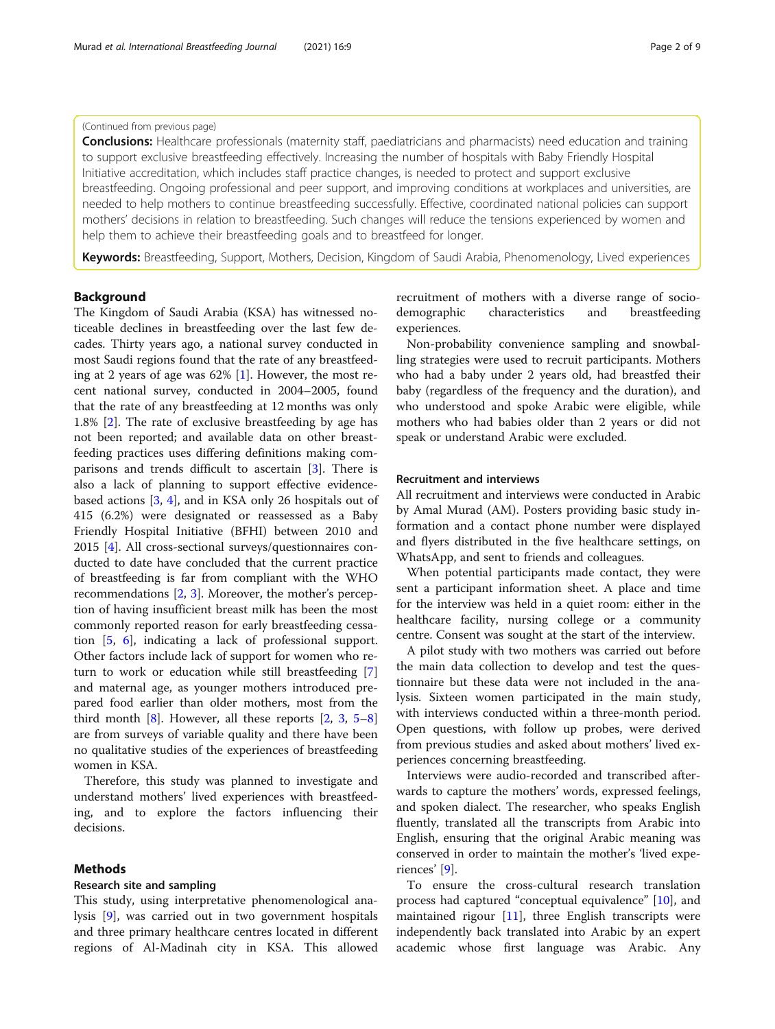(Continued from previous page)

**Conclusions:** Healthcare professionals (maternity staff, paediatricians and pharmacists) need education and training to support exclusive breastfeeding effectively. Increasing the number of hospitals with Baby Friendly Hospital Initiative accreditation, which includes staff practice changes, is needed to protect and support exclusive breastfeeding. Ongoing professional and peer support, and improving conditions at workplaces and universities, are needed to help mothers to continue breastfeeding successfully. Effective, coordinated national policies can support mothers' decisions in relation to breastfeeding. Such changes will reduce the tensions experienced by women and help them to achieve their breastfeeding goals and to breastfeed for longer.

**Keywords:** Breastfeeding, Support, Mothers, Decision, Kingdom of Saudi Arabia, Phenomenology, Lived experiences

## Background

The Kingdom of Saudi Arabia (KSA) has witnessed noticeable declines in breastfeeding over the last few decades. Thirty years ago, a national survey conducted in most Saudi regions found that the rate of any breastfeeding at 2 years of age was 62% [1]. However, the most recent national survey, conducted in 2004–2005, found that the rate of any breastfeeding at 12 months was only 1.8% [2]. The rate of exclusive breastfeeding by age has not been reported; and available data on other breastfeeding practices uses differing definitions making comparisons and trends difficult to ascertain [3]. There is also a lack of planning to support effective evidence-based actions [3, 4], and in KSA only 26 hospitals out of 415 (6.2%) were designated or reassessed as a Baby Friendly Hospital Initiative (BFHI) between 2010 and 2015 [4]. All cross-sectional surveys/questionnaires conducted to date have concluded that the current practice of breastfeeding is far from compliant with the WHO recommendations [2, 3]. Moreover, the mother's perception of having insufficient breast milk has been the most commonly reported reason for early breastfeeding cessation [5, 6], indicating a lack of professional support. Other factors include lack of support for women who return to work or education while still breastfeeding [7] and maternal age, as younger mothers introduced prepared food earlier than older mothers, most from the third month [8]. However, all these reports [2, 3, 5–8] are from surveys of variable quality and there have been no qualitative studies of the experiences of breastfeeding women in KSA.

Therefore, this study was planned to investigate and understand mothers' lived experiences with breastfeeding, and to explore the factors influencing their decisions.

## Methods

### Research site and sampling

This study, using interpretative phenomenological analysis [9], was carried out in two government hospitals and three primary healthcare centres located in different regions of Al-Madinah city in KSA. This allowed recruitment of mothers with a diverse range of socio-demographic characteristics and breastfeeding experiences.

Non-probability convenience sampling and snowballing strategies were used to recruit participants. Mothers who had a baby under 2 years old, had breastfed their baby (regardless of the frequency and the duration), and who understood and spoke Arabic were eligible, while mothers who had babies older than 2 years or did not speak or understand Arabic were excluded.

### Recruitment and interviews

All recruitment and interviews were conducted in Arabic by Amal Murad (AM). Posters providing basic study information and a contact phone number were displayed and flyers distributed in the five healthcare settings, on WhatsApp, and sent to friends and colleagues.

When potential participants made contact, they were sent a participant information sheet. A place and time for the interview was held in a quiet room: either in the healthcare facility, nursing college or a community centre. Consent was sought at the start of the interview.

A pilot study with two mothers was carried out before the main data collection to develop and test the questionnaire but these data were not included in the analysis. Sixteen women participated in the main study, with interviews conducted within a three-month period. Open questions, with follow up probes, were derived from previous studies and asked about mothers' lived experiences concerning breastfeeding.

Interviews were audio-recorded and transcribed afterwards to capture the mothers' words, expressed feelings, and spoken dialect. The researcher, who speaks English fluently, translated all the transcripts from Arabic into English, ensuring that the original Arabic meaning was conserved in order to maintain the mother's 'lived experiences' [9].

To ensure the cross-cultural research translation process had captured "conceptual equivalence" [10], and maintained rigour [11], three English transcripts were independently back translated into Arabic by an expert academic whose first language was Arabic. Any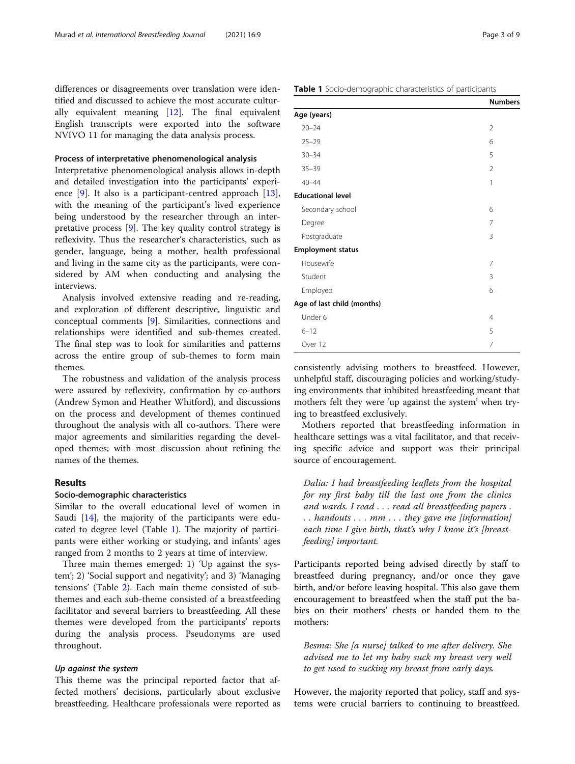differences or disagreements over translation were identified and discussed to achieve the most accurate culturally equivalent meaning [12]. The final equivalent English transcripts were exported into the software NVIVO 11 for managing the data analysis process.

#### Process of interpretative phenomenological analysis

Interpretative phenomenological analysis allows in-depth and detailed investigation into the participants' experience [9]. It also is a participant-centred approach [13], with the meaning of the participant's lived experience being understood by the researcher through an interpretative process [9]. The key quality control strategy is reflexivity. Thus the researcher's characteristics, such as gender, language, being a mother, health professional and living in the same city as the participants, were considered by AM when conducting and analysing the interviews.

Analysis involved extensive reading and re-reading, and exploration of different descriptive, linguistic and conceptual comments [9]. Similarities, connections and relationships were identified and sub-themes created. The final step was to look for similarities and patterns across the entire group of sub-themes to form main themes.

The robustness and validation of the analysis process were assured by reflexivity, confirmation by co-authors (Andrew Symon and Heather Whitford), and discussions on the process and development of themes continued throughout the analysis with all co-authors. There were major agreements and similarities regarding the developed themes; with most discussion about refining the names of the themes.

## Results

### Socio-demographic characteristics

Similar to the overall educational level of women in Saudi [14], the majority of the participants were educated to degree level (Table 1). The majority of participants were either working or studying, and infants' ages ranged from 2 months to 2 years at time of interview.

Three main themes emerged: 1) 'Up against the system'; 2) 'Social support and negativity'; and 3) 'Managing tensions' (Table 2). Each main theme consisted of sub-themes and each sub-theme consisted of a breastfeeding facilitator and several barriers to breastfeeding. All these themes were developed from the participants' reports during the analysis process. Pseudonyms are used throughout.

**Table 1** Socio-demographic characteristics of participants

| | Numbers |
|---|---|
| **Age (years)** | |
| 20–24 | 2 |
| 25–29 | 6 |
| 30–34 | 5 |
| 35–39 | 2 |
| 40–44 | 1 |
| **Educational level** | |
| Secondary school | 6 |
| Degree | 7 |
| Postgraduate | 3 |
| **Employment status** | |
| Housewife | 7 |
| Student | 3 |
| Employed | 6 |
| **Age of last child (months)** | |
| Under 6 | 4 |
| 6–12 | 5 |
| Over 12 | 7 |

#### *Up against the system*

This theme was the principal reported factor that affected mothers' decisions, particularly about exclusive breastfeeding. Healthcare professionals were reported as consistently advising mothers to breastfeed. However, unhelpful staff, discouraging policies and working/studying environments that inhibited breastfeeding meant that mothers felt they were 'up against the system' when trying to breastfeed exclusively.

Mothers reported that breastfeeding information in healthcare settings was a vital facilitator, and that receiving specific advice and support was their principal source of encouragement.

> *Dalia: I had breastfeeding leaflets from the hospital for my first baby till the last one from the clinics and wards. I read . . . read all breastfeeding papers . . . handouts . . . mm . . . they gave me [information] each time I give birth, that's why I know it's [breastfeeding] important.*

Participants reported being advised directly by staff to breastfeed during pregnancy, and/or once they gave birth, and/or before leaving hospital. This also gave them encouragement to breastfeed when the staff put the babies on their mothers' chests or handed them to the mothers:

> *Besma: She [a nurse] talked to me after delivery. She advised me to let my baby suck my breast very well to get used to sucking my breast from early days.*

However, the majority reported that policy, staff and systems were crucial barriers to continuing to breastfeed.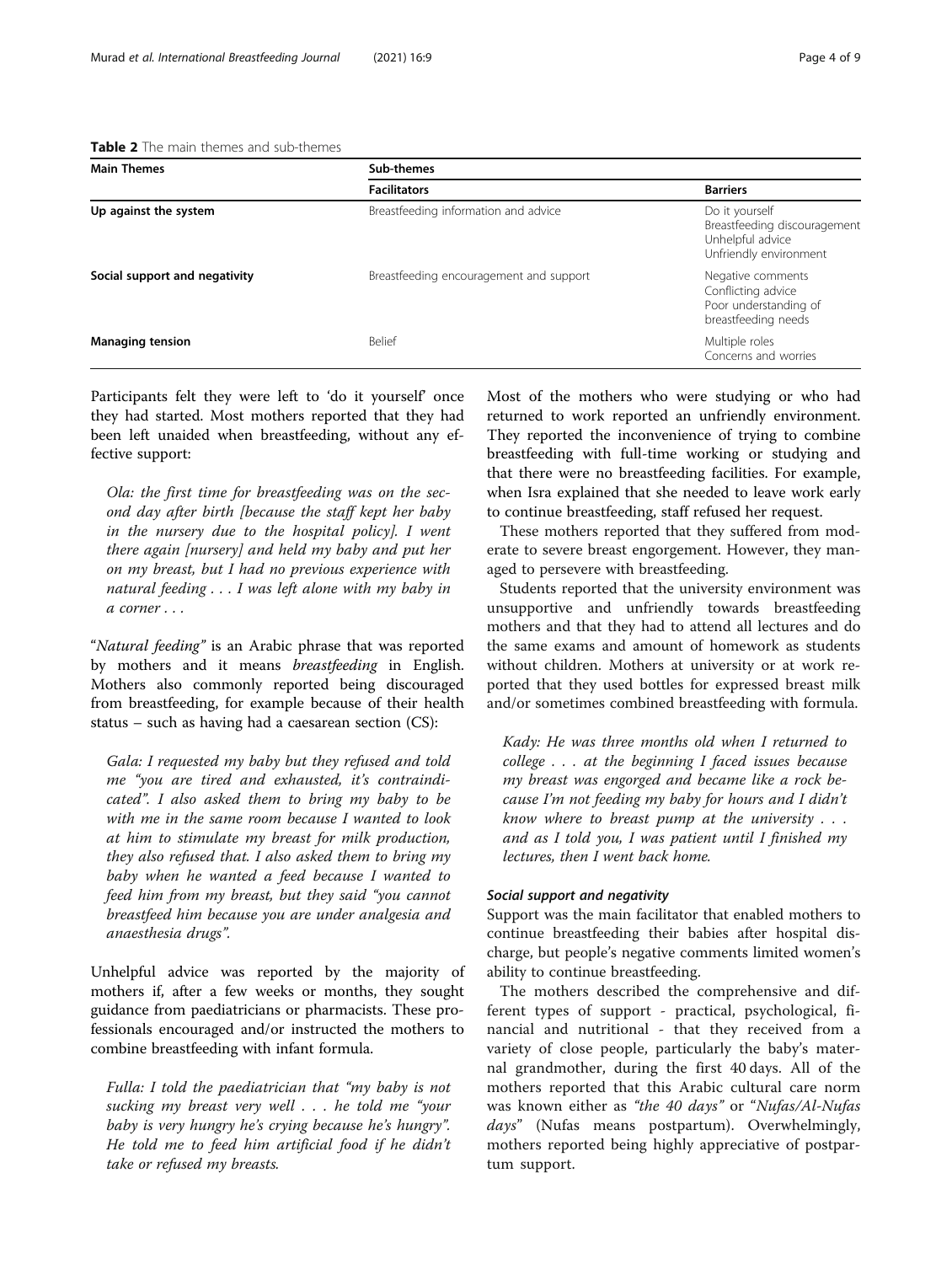**Table 2** The main themes and sub-themes

| Main Themes | Sub-themes | |
|---|---|---|
| | **Facilitators** | **Barriers** |
| **Up against the system** | Breastfeeding information and advice | Do it yourself<br>Breastfeeding discouragement<br>Unhelpful advice<br>Unfriendly environment |
| **Social support and negativity** | Breastfeeding encouragement and support | Negative comments<br>Conflicting advice<br>Poor understanding of breastfeeding needs |
| **Managing tension** | Belief | Multiple roles<br>Concerns and worries |

Participants felt they were left to 'do it yourself' once they had started. Most mothers reported that they had been left unaided when breastfeeding, without any effective support:

> *Ola: the first time for breastfeeding was on the second day after birth [because the staff kept her baby in the nursery due to the hospital policy]. I went there again [nursery] and held my baby and put her on my breast, but I had no previous experience with natural feeding . . . I was left alone with my baby in a corner . . .*

"*Natural feeding"* is an Arabic phrase that was reported by mothers and it means *breastfeeding* in English. Mothers also commonly reported being discouraged from breastfeeding, for example because of their health status – such as having had a caesarean section (CS):

> *Gala: I requested my baby but they refused and told me "you are tired and exhausted, it's contraindicated". I also asked them to bring my baby to be with me in the same room because I wanted to look at him to stimulate my breast for milk production, they also refused that. I also asked them to bring my baby when he wanted a feed because I wanted to feed him from my breast, but they said "you cannot breastfeed him because you are under analgesia and anaesthesia drugs".*

Unhelpful advice was reported by the majority of mothers if, after a few weeks or months, they sought guidance from paediatricians or pharmacists. These professionals encouraged and/or instructed the mothers to combine breastfeeding with infant formula.

> *Fulla: I told the paediatrician that "my baby is not sucking my breast very well . . . he told me "your baby is very hungry he's crying because he's hungry". He told me to feed him artificial food if he didn't take or refused my breasts.*

Most of the mothers who were studying or who had returned to work reported an unfriendly environment. They reported the inconvenience of trying to combine breastfeeding with full-time working or studying and that there were no breastfeeding facilities. For example, when Isra explained that she needed to leave work early to continue breastfeeding, staff refused her request.

These mothers reported that they suffered from moderate to severe breast engorgement. However, they managed to persevere with breastfeeding.

Students reported that the university environment was unsupportive and unfriendly towards breastfeeding mothers and that they had to attend all lectures and do the same exams and amount of homework as students without children. Mothers at university or at work reported that they used bottles for expressed breast milk and/or sometimes combined breastfeeding with formula.

> *Kady: He was three months old when I returned to college . . . at the beginning I faced issues because my breast was engorged and became like a rock because I'm not feeding my baby for hours and I didn't know where to breast pump at the university . . . and as I told you, I was patient until I finished my lectures, then I went back home.*

#### Social support and negativity

Support was the main facilitator that enabled mothers to continue breastfeeding their babies after hospital discharge, but people's negative comments limited women's ability to continue breastfeeding.

The mothers described the comprehensive and different types of support - practical, psychological, financial and nutritional - that they received from a variety of close people, particularly the baby's maternal grandmother, during the first 40 days. All of the mothers reported that this Arabic cultural care norm was known either as *"the 40 days"* or "*Nufas/Al-Nufas days*" (Nufas means postpartum). Overwhelmingly, mothers reported being highly appreciative of postpartum support.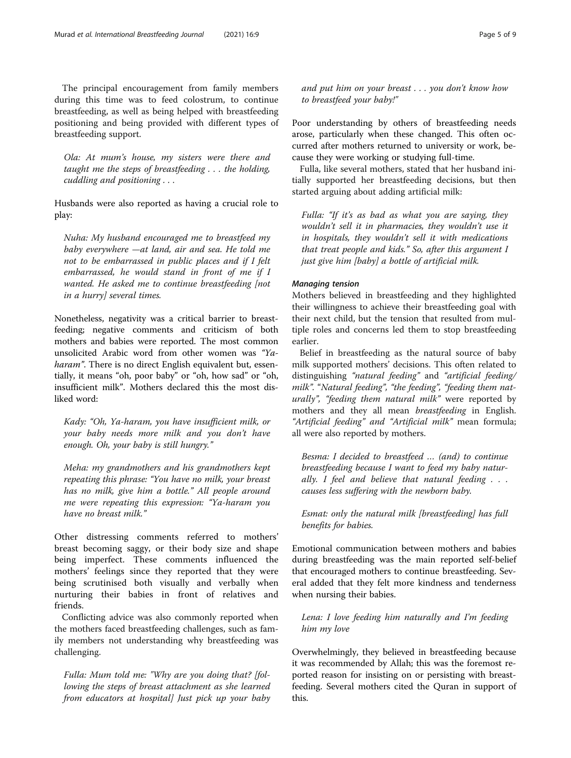The principal encouragement from family members during this time was to feed colostrum, to continue breastfeeding, as well as being helped with breastfeeding positioning and being provided with different types of breastfeeding support.

> *Ola: At mum's house, my sisters were there and taught me the steps of breastfeeding . . . the holding, cuddling and positioning . . .*

Husbands were also reported as having a crucial role to play:

> *Nuha: My husband encouraged me to breastfeed my baby everywhere —at land, air and sea. He told me not to be embarrassed in public places and if I felt embarrassed, he would stand in front of me if I wanted. He asked me to continue breastfeeding [not in a hurry] several times.*

Nonetheless, negativity was a critical barrier to breastfeeding; negative comments and criticism of both mothers and babies were reported. The most common unsolicited Arabic word from other women was *"Ya-haram"*. There is no direct English equivalent but, essentially, it means "oh, poor baby" or "oh, how sad" or "oh, insufficient milk". Mothers declared this the most disliked word:

> *Kady: "Oh, Ya-haram, you have insufficient milk, or your baby needs more milk and you don't have enough. Oh, your baby is still hungry."*

> *Meha: my grandmothers and his grandmothers kept repeating this phrase: "You have no milk, your breast has no milk, give him a bottle." All people around me were repeating this expression: "Ya-haram you have no breast milk."*

Other distressing comments referred to mothers' breast becoming saggy, or their body size and shape being imperfect. These comments influenced the mothers' feelings since they reported that they were being scrutinised both visually and verbally when nurturing their babies in front of relatives and friends.

Conflicting advice was also commonly reported when the mothers faced breastfeeding challenges, such as family members not understanding why breastfeeding was challenging.

> *Fulla: Mum told me: "Why are you doing that? [following the steps of breast attachment as she learned from educators at hospital] Just pick up your baby and put him on your breast . . . you don't know how to breastfeed your baby!"*

Poor understanding by others of breastfeeding needs arose, particularly when these changed. This often occurred after mothers returned to university or work, because they were working or studying full-time.

Fulla, like several mothers, stated that her husband initially supported her breastfeeding decisions, but then started arguing about adding artificial milk:

> *Fulla: "If it's as bad as what you are saying, they wouldn't sell it in pharmacies, they wouldn't use it in hospitals, they wouldn't sell it with medications that treat people and kids." So, after this argument I just give him [baby] a bottle of artificial milk.*

#### Managing tension

Mothers believed in breastfeeding and they highlighted their willingness to achieve their breastfeeding goal with their next child, but the tension that resulted from multiple roles and concerns led them to stop breastfeeding earlier.

Belief in breastfeeding as the natural source of baby milk supported mothers' decisions. This often related to distinguishing *"natural feeding"* and *"artificial feeding/milk"*. "*Natural feeding", "the feeding", "feeding them naturally", "feeding them natural milk"* were reported by mothers and they all mean *breastfeeding* in English. *"Artificial feeding" and "Artificial milk"* mean formula; all were also reported by mothers.

> *Besma: I decided to breastfeed … (and) to continue breastfeeding because I want to feed my baby naturally. I feel and believe that natural feeding . . . causes less suffering with the newborn baby.*

> *Esmat: only the natural milk [breastfeeding] has full benefits for babies.*

Emotional communication between mothers and babies during breastfeeding was the main reported self-belief that encouraged mothers to continue breastfeeding. Several added that they felt more kindness and tenderness when nursing their babies.

> *Lena: I love feeding him naturally and I'm feeding him my love*

Overwhelmingly, they believed in breastfeeding because it was recommended by Allah; this was the foremost reported reason for insisting on or persisting with breastfeeding. Several mothers cited the Quran in support of this.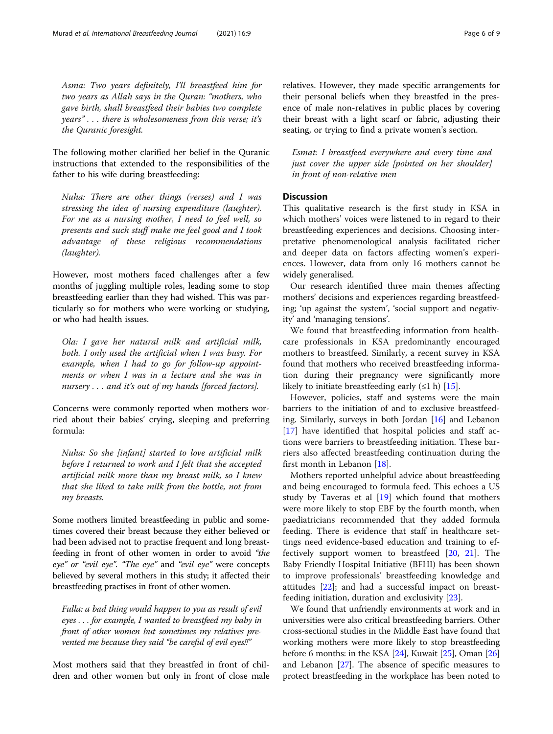*Asma: Two years definitely, I'll breastfeed him for two years as Allah says in the Quran: "mothers, who gave birth, shall breastfeed their babies two complete years" . . . there is wholesomeness from this verse; it's the Quranic foresight.*

The following mother clarified her belief in the Quranic instructions that extended to the responsibilities of the father to his wife during breastfeeding:

*Nuha: There are other things (verses) and I was stressing the idea of nursing expenditure (laughter). For me as a nursing mother, I need to feel well, so presents and such stuff make me feel good and I took advantage of these religious recommendations (laughter).*

However, most mothers faced challenges after a few months of juggling multiple roles, leading some to stop breastfeeding earlier than they had wished. This was particularly so for mothers who were working or studying, or who had health issues.

*Ola: I gave her natural milk and artificial milk, both. I only used the artificial when I was busy. For example, when I had to go for follow-up appointments or when I was in a lecture and she was in nursery . . . and it's out of my hands [forced factors].*

Concerns were commonly reported when mothers worried about their babies' crying, sleeping and preferring formula:

*Nuha: So she [infant] started to love artificial milk before I returned to work and I felt that she accepted artificial milk more than my breast milk, so I knew that she liked to take milk from the bottle, not from my breasts.*

Some mothers limited breastfeeding in public and sometimes covered their breast because they either believed or had been advised not to practise frequent and long breastfeeding in front of other women in order to avoid *"the eye"* or *"evil eye"*. *"The eye"* and *"evil eye"* were concepts believed by several mothers in this study; it affected their breastfeeding practises in front of other women.

*Fulla: a bad thing would happen to you as result of evil eyes . . . for example, I wanted to breastfeed my baby in front of other women but sometimes my relatives prevented me because they said "be careful of evil eyes!!"*

Most mothers said that they breastfed in front of children and other women but only in front of close male relatives. However, they made specific arrangements for their personal beliefs when they breastfed in the presence of male non-relatives in public places by covering their breast with a light scarf or fabric, adjusting their seating, or trying to find a private women's section.

*Esmat: I breastfeed everywhere and every time and just cover the upper side [pointed on her shoulder] in front of non-relative men*

## Discussion

This qualitative research is the first study in KSA in which mothers' voices were listened to in regard to their breastfeeding experiences and decisions. Choosing interpretative phenomenological analysis facilitated richer and deeper data on factors affecting women's experiences. However, data from only 16 mothers cannot be widely generalised.

Our research identified three main themes affecting mothers' decisions and experiences regarding breastfeeding; 'up against the system', 'social support and negativity' and 'managing tensions'.

We found that breastfeeding information from healthcare professionals in KSA predominantly encouraged mothers to breastfeed. Similarly, a recent survey in KSA found that mothers who received breastfeeding information during their pregnancy were significantly more likely to initiate breastfeeding early (≤1 h) [15].

However, policies, staff and systems were the main barriers to the initiation of and to exclusive breastfeeding. Similarly, surveys in both Jordan [16] and Lebanon [17] have identified that hospital policies and staff actions were barriers to breastfeeding initiation. These barriers also affected breastfeeding continuation during the first month in Lebanon [18].

Mothers reported unhelpful advice about breastfeeding and being encouraged to formula feed. This echoes a US study by Taveras et al [19] which found that mothers were more likely to stop EBF by the fourth month, when paediatricians recommended that they added formula feeding. There is evidence that staff in healthcare settings need evidence-based education and training to effectively support women to breastfeed [20, 21]. The Baby Friendly Hospital Initiative (BFHI) has been shown to improve professionals' breastfeeding knowledge and attitudes [22]; and had a successful impact on breastfeeding initiation, duration and exclusivity [23].

We found that unfriendly environments at work and in universities were also critical breastfeeding barriers. Other cross-sectional studies in the Middle East have found that working mothers were more likely to stop breastfeeding before 6 months: in the KSA [24], Kuwait [25], Oman [26] and Lebanon [27]. The absence of specific measures to protect breastfeeding in the workplace has been noted to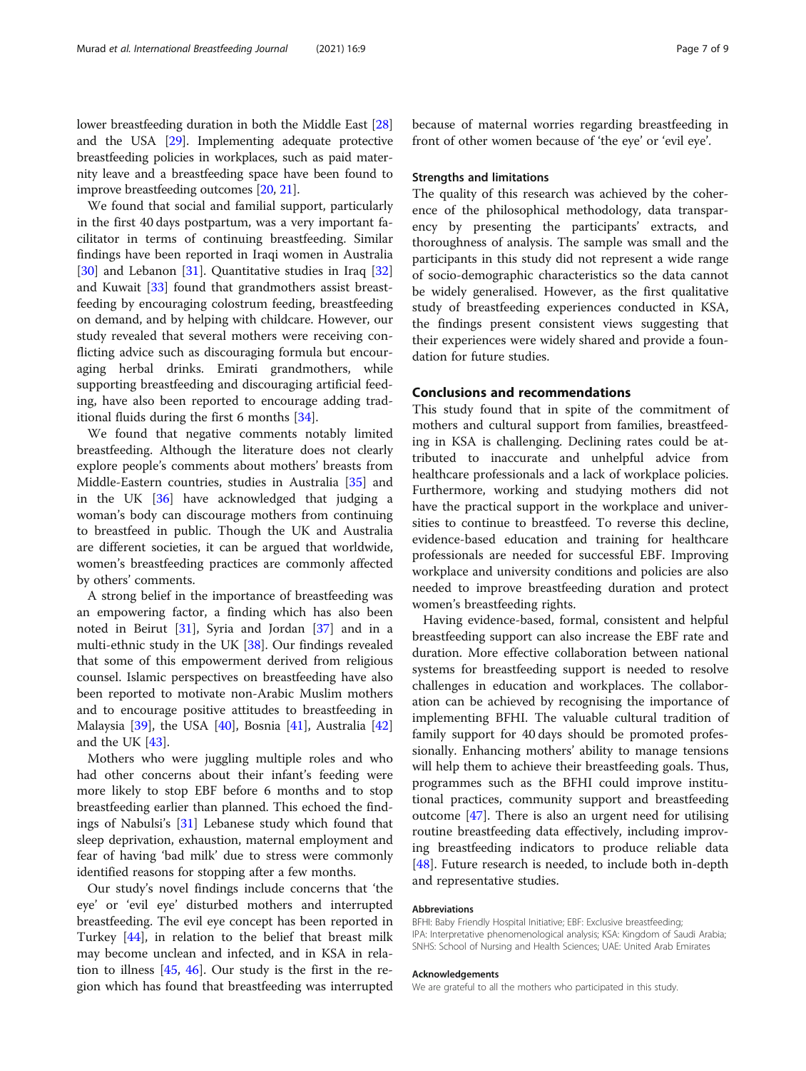lower breastfeeding duration in both the Middle East [28] and the USA [29]. Implementing adequate protective breastfeeding policies in workplaces, such as paid maternity leave and a breastfeeding space have been found to improve breastfeeding outcomes [20, 21].

We found that social and familial support, particularly in the first 40 days postpartum, was a very important facilitator in terms of continuing breastfeeding. Similar findings have been reported in Iraqi women in Australia [30] and Lebanon [31]. Quantitative studies in Iraq [32] and Kuwait [33] found that grandmothers assist breastfeeding by encouraging colostrum feeding, breastfeeding on demand, and by helping with childcare. However, our study revealed that several mothers were receiving conflicting advice such as discouraging formula but encouraging herbal drinks. Emirati grandmothers, while supporting breastfeeding and discouraging artificial feeding, have also been reported to encourage adding traditional fluids during the first 6 months [34].

We found that negative comments notably limited breastfeeding. Although the literature does not clearly explore people's comments about mothers' breasts from Middle-Eastern countries, studies in Australia [35] and in the UK [36] have acknowledged that judging a woman's body can discourage mothers from continuing to breastfeed in public. Though the UK and Australia are different societies, it can be argued that worldwide, women's breastfeeding practices are commonly affected by others' comments.

A strong belief in the importance of breastfeeding was an empowering factor, a finding which has also been noted in Beirut [31], Syria and Jordan [37] and in a multi-ethnic study in the UK [38]. Our findings revealed that some of this empowerment derived from religious counsel. Islamic perspectives on breastfeeding have also been reported to motivate non-Arabic Muslim mothers and to encourage positive attitudes to breastfeeding in Malaysia [39], the USA [40], Bosnia [41], Australia [42] and the UK [43].

Mothers who were juggling multiple roles and who had other concerns about their infant's feeding were more likely to stop EBF before 6 months and to stop breastfeeding earlier than planned. This echoed the findings of Nabulsi's [31] Lebanese study which found that sleep deprivation, exhaustion, maternal employment and fear of having 'bad milk' due to stress were commonly identified reasons for stopping after a few months.

Our study's novel findings include concerns that 'the eye' or 'evil eye' disturbed mothers and interrupted breastfeeding. The evil eye concept has been reported in Turkey [44], in relation to the belief that breast milk may become unclean and infected, and in KSA in relation to illness [45, 46]. Our study is the first in the region which has found that breastfeeding was interrupted because of maternal worries regarding breastfeeding in front of other women because of 'the eye' or 'evil eye'.

### Strengths and limitations

The quality of this research was achieved by the coherence of the philosophical methodology, data transparency by presenting the participants' extracts, and thoroughness of analysis. The sample was small and the participants in this study did not represent a wide range of socio-demographic characteristics so the data cannot be widely generalised. However, as the first qualitative study of breastfeeding experiences conducted in KSA, the findings present consistent views suggesting that their experiences were widely shared and provide a foundation for future studies.

## Conclusions and recommendations

This study found that in spite of the commitment of mothers and cultural support from families, breastfeeding in KSA is challenging. Declining rates could be attributed to inaccurate and unhelpful advice from healthcare professionals and a lack of workplace policies. Furthermore, working and studying mothers did not have the practical support in the workplace and universities to continue to breastfeed. To reverse this decline, evidence-based education and training for healthcare professionals are needed for successful EBF. Improving workplace and university conditions and policies are also needed to improve breastfeeding duration and protect women's breastfeeding rights.

Having evidence-based, formal, consistent and helpful breastfeeding support can also increase the EBF rate and duration. More effective collaboration between national systems for breastfeeding support is needed to resolve challenges in education and workplaces. The collaboration can be achieved by recognising the importance of implementing BFHI. The valuable cultural tradition of family support for 40 days should be promoted professionally. Enhancing mothers' ability to manage tensions will help them to achieve their breastfeeding goals. Thus, programmes such as the BFHI could improve institutional practices, community support and breastfeeding outcome [47]. There is also an urgent need for utilising routine breastfeeding data effectively, including improving breastfeeding indicators to produce reliable data [48]. Future research is needed, to include both in-depth and representative studies.

#### Abbreviations

BFHI: Baby Friendly Hospital Initiative; EBF: Exclusive breastfeeding; IPA: Interpretative phenomenological analysis; KSA: Kingdom of Saudi Arabia; SNHS: School of Nursing and Health Sciences; UAE: United Arab Emirates

#### Acknowledgements

We are grateful to all the mothers who participated in this study.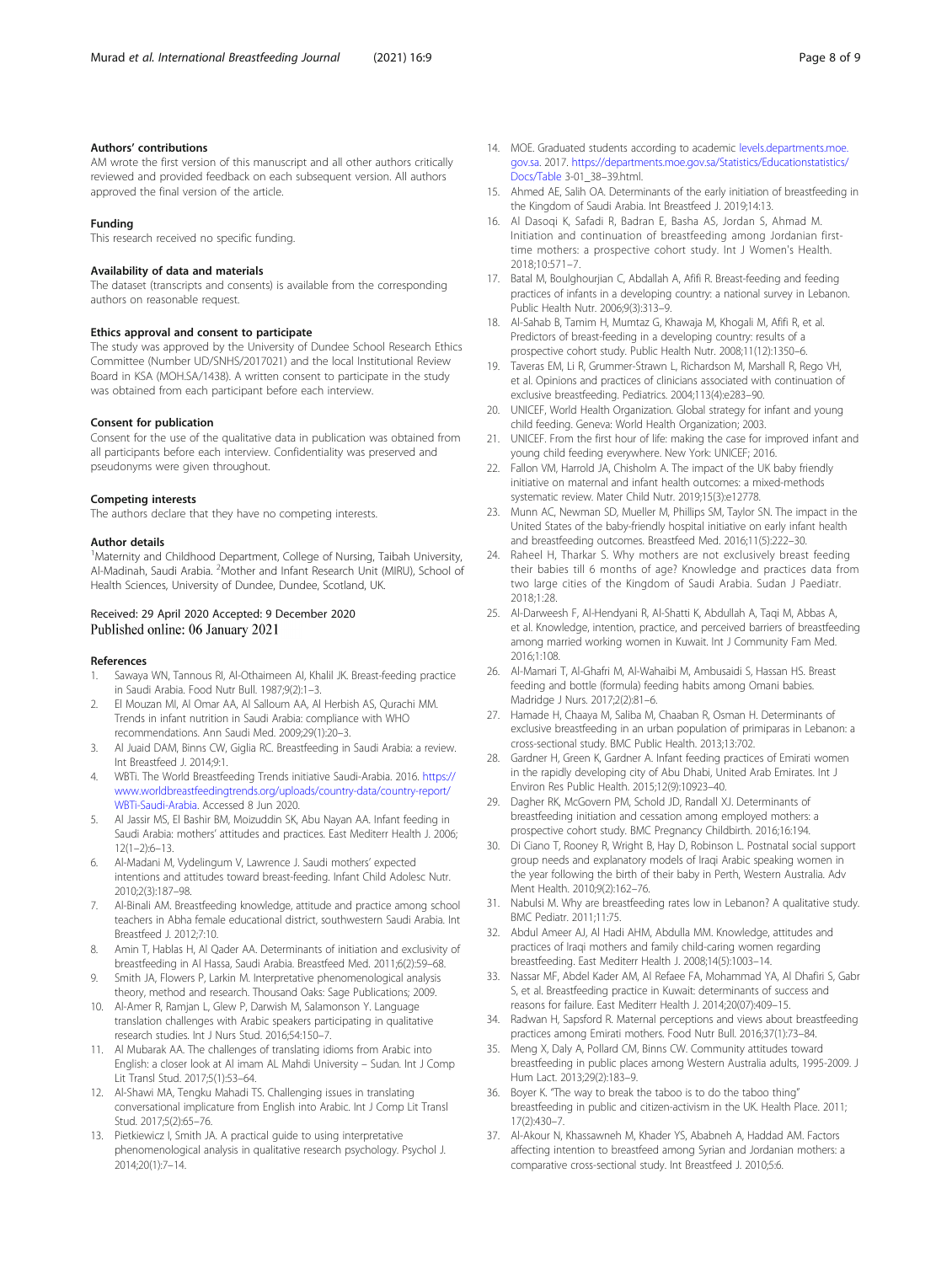### Authors' contributions

AM wrote the first version of this manuscript and all other authors critically reviewed and provided feedback on each subsequent version. All authors approved the final version of the article.

### Funding

This research received no specific funding.

### Availability of data and materials

The dataset (transcripts and consents) is available from the corresponding authors on reasonable request.

### Ethics approval and consent to participate

The study was approved by the University of Dundee School Research Ethics Committee (Number UD/SNHS/2017021) and the local Institutional Review Board in KSA (MOH.SA/1438). A written consent to participate in the study was obtained from each participant before each interview.

### Consent for publication

Consent for the use of the qualitative data in publication was obtained from all participants before each interview. Confidentiality was preserved and pseudonyms were given throughout.

### Competing interests

The authors declare that they have no competing interests.

### Author details

[1]Maternity and Childhood Department, College of Nursing, Taibah University, Al-Madinah, Saudi Arabia. [2]Mother and Infant Research Unit (MIRU), School of Health Sciences, University of Dundee, Dundee, Scotland, UK.

Received: 29 April 2020 Accepted: 9 December 2020
Published online: 06 January 2021

### References

1. Sawaya WN, Tannous RI, Al-Othaimeen AI, Khalil JK. Breast-feeding practice in Saudi Arabia. Food Nutr Bull. 1987;9(2):1–3.
2. El Mouzan MI, Al Omar AA, Al Salloum AA, Al Herbish AS, Qurachi MM. Trends in infant nutrition in Saudi Arabia: compliance with WHO recommendations. Ann Saudi Med. 2009;29(1):20–3.
3. Al Juaid DAM, Binns CW, Giglia RC. Breastfeeding in Saudi Arabia: a review. Int Breastfeed J. 2014;9:1.
4. WBTi. The World Breastfeeding Trends initiative Saudi-Arabia. 2016. https://www.worldbreastfeedingtrends.org/uploads/country-data/country-report/WBTi-Saudi-Arabia. Accessed 8 Jun 2020.
5. Al Jassir MS, El Bashir BM, Moizuddin SK, Abu Nayan AA. Infant feeding in Saudi Arabia: mothers' attitudes and practices. East Mediterr Health J. 2006;12(1–2):6–13.
6. Al-Madani M, Vydelingum V, Lawrence J. Saudi mothers' expected intentions and attitudes toward breast-feeding. Infant Child Adolesc Nutr. 2010;2(3):187–98.
7. Al-Binali AM. Breastfeeding knowledge, attitude and practice among school teachers in Abha female educational district, southwestern Saudi Arabia. Int Breastfeed J. 2012;7:10.
8. Amin T, Hablas H, Al Qader AA. Determinants of initiation and exclusivity of breastfeeding in Al Hassa, Saudi Arabia. Breastfeed Med. 2011;6(2):59–68.
9. Smith JA, Flowers P, Larkin M. Interpretative phenomenological analysis theory, method and research. Thousand Oaks: Sage Publications; 2009.
10. Al-Amer R, Ramjan L, Glew P, Darwish M, Salamonson Y. Language translation challenges with Arabic speakers participating in qualitative research studies. Int J Nurs Stud. 2016;54:150–7.
11. Al Mubarak AA. The challenges of translating idioms from Arabic into English: a closer look at Al imam AL Mahdi University – Sudan. Int J Comp Lit Transl Stud. 2017;5(1):53–64.
12. Al-Shawi MA, Tengku Mahadi TS. Challenging issues in translating conversational implicature from English into Arabic. Int J Comp Lit Transl Stud. 2017;5(2):65–76.
13. Pietkiewicz I, Smith JA. A practical guide to using interpretative phenomenological analysis in qualitative research psychology. Psychol J. 2014;20(1):7–14.
14. MOE. Graduated students according to academic levels.departments.moe.gov.sa. 2017. https://departments.moe.gov.sa/Statistics/Educationstatistics/Docs/Table 3-01_38–39.html.
15. Ahmed AE, Salih OA. Determinants of the early initiation of breastfeeding in the Kingdom of Saudi Arabia. Int Breastfeed J. 2019;14:13.
16. Al Dasoqi K, Safadi R, Badran E, Basha AS, Jordan S, Ahmad M. Initiation and continuation of breastfeeding among Jordanian first-time mothers: a prospective cohort study. Int J Women's Health. 2018;10:571–7.
17. Batal M, Boulghourjian C, Abdallah A, Afifi R. Breast-feeding and feeding practices of infants in a developing country: a national survey in Lebanon. Public Health Nutr. 2006;9(3):313–9.
18. Al-Sahab B, Tamim H, Mumtaz G, Khawaja M, Khogali M, Afifi R, et al. Predictors of breast-feeding in a developing country: results of a prospective cohort study. Public Health Nutr. 2008;11(12):1350–6.
19. Taveras EM, Li R, Grummer-Strawn L, Richardson M, Marshall R, Rego VH, et al. Opinions and practices of clinicians associated with continuation of exclusive breastfeeding. Pediatrics. 2004;113(4):e283–90.
20. UNICEF, World Health Organization. Global strategy for infant and young child feeding. Geneva: World Health Organization; 2003.
21. UNICEF. From the first hour of life: making the case for improved infant and young child feeding everywhere. New York: UNICEF; 2016.
22. Fallon VM, Harrold JA, Chisholm A. The impact of the UK baby friendly initiative on maternal and infant health outcomes: a mixed-methods systematic review. Mater Child Nutr. 2019;15(3):e12778.
23. Munn AC, Newman SD, Mueller M, Phillips SM, Taylor SN. The impact in the United States of the baby-friendly hospital initiative on early infant health and breastfeeding outcomes. Breastfeed Med. 2016;11(5):222–30.
24. Raheel H, Tharkar S. Why mothers are not exclusively breast feeding their babies till 6 months of age? Knowledge and practices data from two large cities of the Kingdom of Saudi Arabia. Sudan J Paediatr. 2018;1:28.
25. Al-Darweesh F, Al-Hendyani R, Al-Shatti K, Abdullah A, Taqi M, Abbas A, et al. Knowledge, intention, practice, and perceived barriers of breastfeeding among married working women in Kuwait. Int J Community Fam Med. 2016;1:108.
26. Al-Mamari T, Al-Ghafri M, Al-Wahaibi M, Ambusaidi S, Hassan HS. Breast feeding and bottle (formula) feeding habits among Omani babies. Madridge J Nurs. 2017;2(2):81–6.
27. Hamade H, Chaaya M, Saliba M, Chaaban R, Osman H. Determinants of exclusive breastfeeding in an urban population of primiparas in Lebanon: a cross-sectional study. BMC Public Health. 2013;13:702.
28. Gardner H, Green K, Gardner A. Infant feeding practices of Emirati women in the rapidly developing city of Abu Dhabi, United Arab Emirates. Int J Environ Res Public Health. 2015;12(9):10923–40.
29. Dagher RK, McGovern PM, Schold JD, Randall XJ. Determinants of breastfeeding initiation and cessation among employed mothers: a prospective cohort study. BMC Pregnancy Childbirth. 2016;16:194.
30. Di Ciano T, Rooney R, Wright B, Hay D, Robinson L. Postnatal social support group needs and explanatory models of Iraqi Arabic speaking women in the year following the birth of their baby in Perth, Western Australia. Adv Ment Health. 2010;9(2):162–76.
31. Nabulsi M. Why are breastfeeding rates low in Lebanon? A qualitative study. BMC Pediatr. 2011;11:75.
32. Abdul Ameer AJ, Al Hadi AHM, Abdulla MM. Knowledge, attitudes and practices of Iraqi mothers and family child-caring women regarding breastfeeding. East Mediterr Health J. 2008;14(5):1003–14.
33. Nassar MF, Abdel Kader AM, Al Refaee FA, Mohammad YA, Al Dhafiri S, Gabr S, et al. Breastfeeding practice in Kuwait: determinants of success and reasons for failure. East Mediterr Health J. 2014;20(07):409–15.
34. Radwan H, Sapsford R. Maternal perceptions and views about breastfeeding practices among Emirati mothers. Food Nutr Bull. 2016;37(1):73–84.
35. Meng X, Daly A, Pollard CM, Binns CW. Community attitudes toward breastfeeding in public places among Western Australia adults, 1995-2009. J Hum Lact. 2013;29(2):183–9.
36. Boyer K. "The way to break the taboo is to do the taboo thing" breastfeeding in public and citizen-activism in the UK. Health Place. 2011;17(2):430–7.
37. Al-Akour N, Khassawneh M, Khader YS, Ababneh A, Haddad AM. Factors affecting intention to breastfeed among Syrian and Jordanian mothers: a comparative cross-sectional study. Int Breastfeed J. 2010;5:6.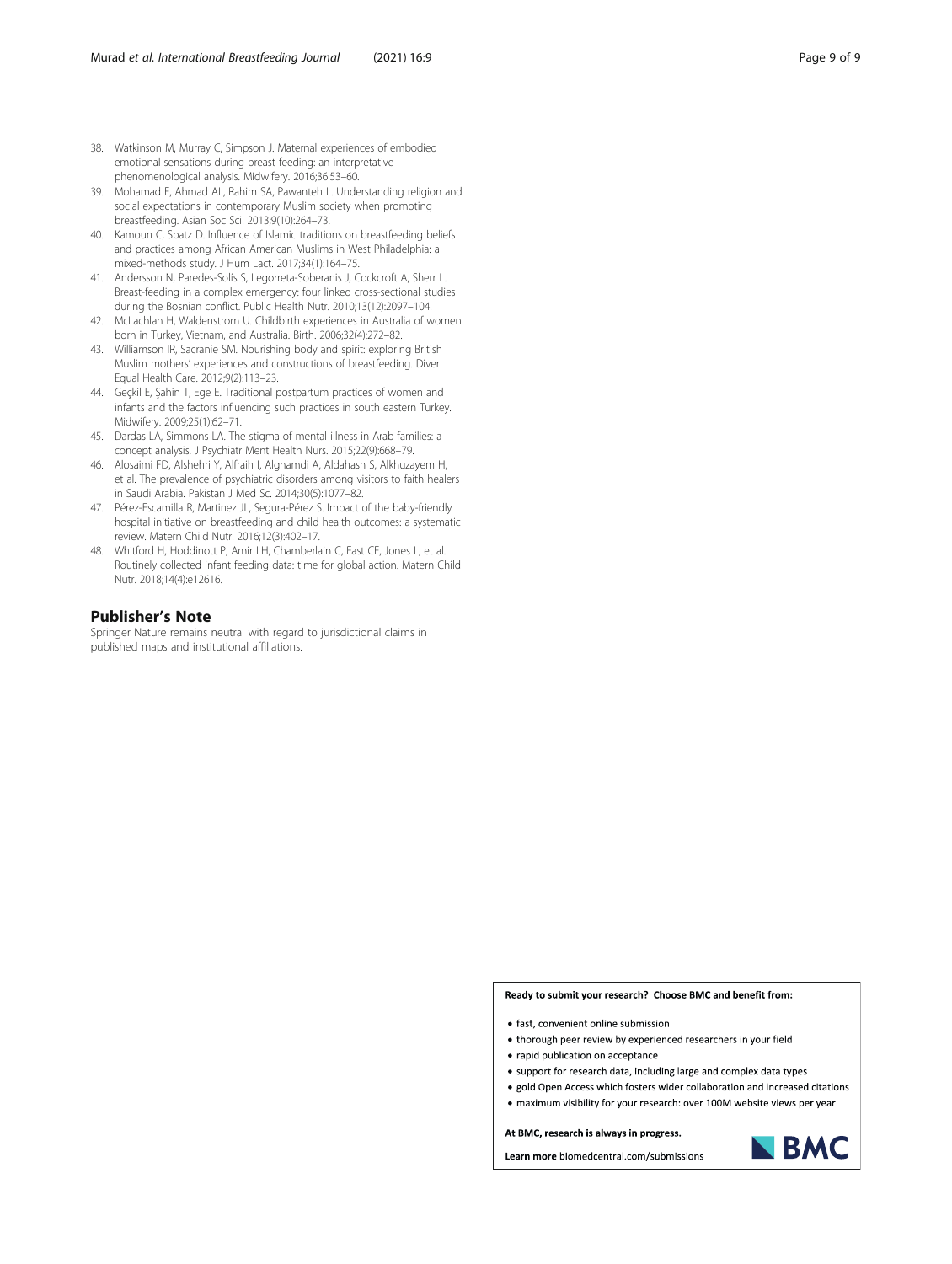38. Watkinson M, Murray C, Simpson J. Maternal experiences of embodied emotional sensations during breast feeding: an interpretative phenomenological analysis. Midwifery. 2016;36:53–60.
39. Mohamad E, Ahmad AL, Rahim SA, Pawanteh L. Understanding religion and social expectations in contemporary Muslim society when promoting breastfeeding. Asian Soc Sci. 2013;9(10):264–73.
40. Kamoun C, Spatz D. Influence of Islamic traditions on breastfeeding beliefs and practices among African American Muslims in West Philadelphia: a mixed-methods study. J Hum Lact. 2017;34(1):164–75.
41. Andersson N, Paredes-Solís S, Legorreta-Soberanis J, Cockcroft A, Sherr L. Breast-feeding in a complex emergency: four linked cross-sectional studies during the Bosnian conflict. Public Health Nutr. 2010;13(12):2097–104.
42. McLachlan H, Waldenstrom U. Childbirth experiences in Australia of women born in Turkey, Vietnam, and Australia. Birth. 2006;32(4):272–82.
43. Williamson IR, Sacranie SM. Nourishing body and spirit: exploring British Muslim mothers' experiences and constructions of breastfeeding. Diver Equal Health Care. 2012;9(2):113–23.
44. Geçkil E, Şahin T, Ege E. Traditional postpartum practices of women and infants and the factors influencing such practices in south eastern Turkey. Midwifery. 2009;25(1):62–71.
45. Dardas LA, Simmons LA. The stigma of mental illness in Arab families: a concept analysis. J Psychiatr Ment Health Nurs. 2015;22(9):668–79.
46. Alosaimi FD, Alshehri Y, Alfraih I, Alghamdi A, Aldahash S, Alkhuzayem H, et al. The prevalence of psychiatric disorders among visitors to faith healers in Saudi Arabia. Pakistan J Med Sc. 2014;30(5):1077–82.
47. Pérez-Escamilla R, Martinez JL, Segura-Pérez S. Impact of the baby-friendly hospital initiative on breastfeeding and child health outcomes: a systematic review. Matern Child Nutr. 2016;12(3):402–17.
48. Whitford H, Hoddinott P, Amir LH, Chamberlain C, East CE, Jones L, et al. Routinely collected infant feeding data: time for global action. Matern Child Nutr. 2018;14(4):e12616.

## Publisher's Note

Springer Nature remains neutral with regard to jurisdictional claims in published maps and institutional affiliations.

**Ready to submit your research? Choose BMC and benefit from:**

- fast, convenient online submission
- thorough peer review by experienced researchers in your field
- rapid publication on acceptance
- support for research data, including large and complex data types
- gold Open Access which fosters wider collaboration and increased citations
- maximum visibility for your research: over 100M website views per year

**At BMC, research is always in progress.**

**Learn more** biomedcentral.com/submissions

BMC